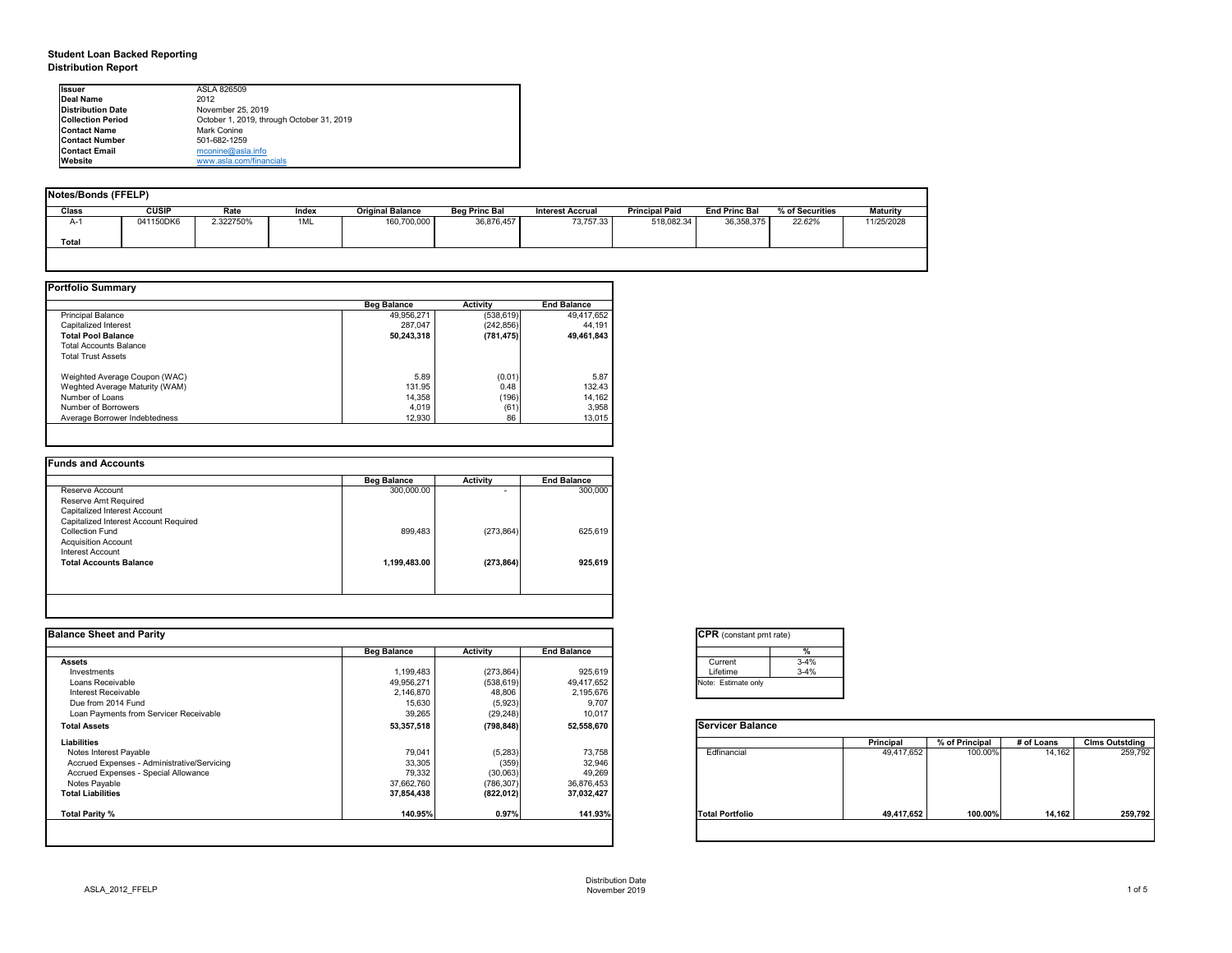# Student Loan Backed Reporting
## Distribution Report

| | |
|---|---|
| **Issuer** | ASLA 826509 |
| **Deal Name** | 2012 |
| **Distribution Date** | November 25, 2019 |
| **Collection Period** | October 1, 2019, through October 31, 2019 |
| **Contact Name** | Mark Conine |
| **Contact Number** | 501-682-1259 |
| **Contact Email** | mconine@asla.info |
| **Website** | www.asla.com/financials |

**Notes/Bonds (FFELP)**

| Class | CUSIP | Rate | Index | Original Balance | Beg Princ Bal | Interest Accrual | Principal Paid | End Princ Bal | % of Securities | Maturity |
|---|---|---|---|---|---|---|---|---|---|---|
| A-1 | 041150DK6 | 2.322750% | 1ML | 160,700,000 | 36,876,457 | 73,757.33 | 518,082.34 | 36,358,375 | 22.62% | 11/25/2028 |
| **Total** | | | | | | | | | | |

**Portfolio Summary**

| | Beg Balance | Activity | End Balance |
|---|---|---|---|
| Principal Balance | 49,956,271 | (538,619) | 49,417,652 |
| Capitalized Interest | 287,047 | (242,856) | 44,191 |
| **Total Pool Balance** | **50,243,318** | **(781,475)** | **49,461,843** |
| Total Accounts Balance | | | |
| Total Trust Assets | | | |
| Weighted Average Coupon (WAC) | 5.89 | (0.01) | 5.87 |
| Weghted Average Maturity (WAM) | 131.95 | 0.48 | 132.43 |
| Number of Loans | 14,358 | (196) | 14,162 |
| Number of Borrowers | 4,019 | (61) | 3,958 |
| Average Borrower Indebtedness | 12,930 | 86 | 13,015 |

**Funds and Accounts**

| | Beg Balance | Activity | End Balance |
|---|---|---|---|
| Reserve Account | 300,000.00 | - | 300,000 |
| Reserve Amt Required | | | |
| Capitalized Interest Account | | | |
| Capitalized Interest Account Required | | | |
| Collection Fund | 899,483 | (273,864) | 625,619 |
| Acquisition Account | | | |
| Interest Account | | | |
| **Total Accounts Balance** | **1,199,483.00** | **(273,864)** | **925,619** |

**Balance Sheet and Parity**

| | Beg Balance | Activity | End Balance |
|---|---|---|---|
| **Assets** | | | |
| Investments | 1,199,483 | (273,864) | 925,619 |
| Loans Receivable | 49,956,271 | (538,619) | 49,417,652 |
| Interest Receivable | 2,146,870 | 48,806 | 2,195,676 |
| Due from 2014 Fund | 15,630 | (5,923) | 9,707 |
| Loan Payments from Servicer Receivable | 39,265 | (29,248) | 10,017 |
| **Total Assets** | **53,357,518** | **(798,848)** | **52,558,670** |
| **Liabilities** | | | |
| Notes Interest Payable | 79,041 | (5,283) | 73,758 |
| Accrued Expenses - Administrative/Servicing | 33,305 | (359) | 32,946 |
| Accrued Expenses - Special Allowance | 79,332 | (30,063) | 49,269 |
| Notes Payable | 37,662,760 | (786,307) | 36,876,453 |
| **Total Liabilities** | **37,854,438** | **(822,012)** | **37,032,427** |
| **Total Parity %** | **140.95%** | **0.97%** | **141.93%** |

**CPR** (constant pmt rate)

| | % |
|---|---|
| Current | 3-4% |
| Lifetime | 3-4% |

Note: Estimate only

**Servicer Balance**

| | Principal | % of Principal | # of Loans | Clms Outstding |
|---|---|---|---|---|
| Edfinancial | 49,417,652 | 100.00% | 14,162 | 259,792 |
| **Total Portfolio** | **49,417,652** | **100.00%** | **14,162** | **259,792** |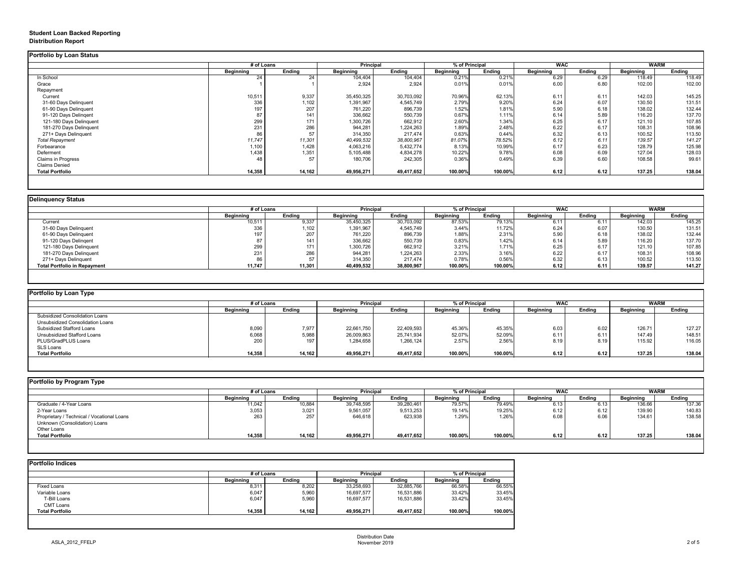## Student Loan Backed Reporting
### Distribution Report

**Portfolio by Loan Status**

| | # of Loans | | Principal | | % of Principal | | WAC | | WARM | |
|---|---|---|---|---|---|---|---|---|---|---|
| | Beginning | Ending | Beginning | Ending | Beginning | Ending | Beginning | Ending | Beginning | Ending |
| In School | 24 | 24 | 104,404 | 104,404 | 0.21% | 0.21% | 6.29 | 6.29 | 118.49 | 118.49 |
| Grace | 1 | 1 | 2,924 | 2,924 | 0.01% | 0.01% | 6.00 | 6.80 | 102.00 | 102.00 |
| Repayment | | | | | | | | | | |
| Current | 10,511 | 9,337 | 35,450,325 | 30,703,092 | 70.96% | 62.13% | 6.11 | 6.11 | 142.03 | 145.25 |
| 31-60 Days Delinquent | 336 | 1,102 | 1,391,967 | 4,545,749 | 2.79% | 9.20% | 6.24 | 6.07 | 130.50 | 131.51 |
| 61-90 Days Delinquent | 197 | 207 | 761,220 | 896,739 | 1.52% | 1.81% | 5.90 | 6.18 | 138.02 | 132.44 |
| 91-120 Days Delingent | 87 | 141 | 336,662 | 550,739 | 0.67% | 1.11% | 6.14 | 5.89 | 116.20 | 137.70 |
| 121-180 Days Delinquent | 299 | 171 | 1,300,726 | 662,912 | 2.60% | 1.34% | 6.25 | 6.17 | 121.10 | 107.85 |
| 181-270 Days Delinquent | 231 | 286 | 944,281 | 1,224,263 | 1.89% | 2.48% | 6.22 | 6.17 | 108.31 | 108.96 |
| 271+ Days Delinquent | 86 | 57 | 314,350 | 217,474 | 0.63% | 0.44% | 6.32 | 6.13 | 100.52 | 113.50 |
| *Total Repayment* | *11,747* | *11,301* | *40,499,532* | *38,800,967* | *81.07%* | *78.52%* | *6.12* | *6.11* | *139.57* | *141.27* |
| Forbearance | 1,100 | 1,428 | 4,063,216 | 5,432,774 | 8.13% | 10.99% | 6.17 | 6.23 | 128.79 | 125.98 |
| Deferment | 1,438 | 1,351 | 5,105,488 | 4,834,278 | 10.22% | 9.78% | 6.08 | 6.09 | 127.04 | 128.03 |
| Claims in Progress | 48 | 57 | 180,706 | 242,305 | 0.36% | 0.49% | 6.39 | 6.60 | 108.58 | 99.61 |
| Claims Denied | | | | | | | | | | |
| **Total Portfolio** | **14,358** | **14,162** | **49,956,271** | **49,417,652** | **100.00%** | **100.00%** | **6.12** | **6.12** | **137.25** | **138.04** |

**Delinquency Status**

| | # of Loans | | Principal | | % of Principal | | WAC | | WARM | |
|---|---|---|---|---|---|---|---|---|---|---|
| | Beginning | Ending | Beginning | Ending | Beginning | Ending | Beginning | Ending | Beginning | Ending |
| Current | 10,511 | 9,337 | 35,450,325 | 30,703,092 | 87.53% | 79.13% | 6.11 | 6.11 | 142.03 | 145.25 |
| 31-60 Days Delinquent | 336 | 1,102 | 1,391,967 | 4,545,749 | 3.44% | 11.72% | 6.24 | 6.07 | 130.50 | 131.51 |
| 61-90 Days Delinquent | 197 | 207 | 761,220 | 896,739 | 1.88% | 2.31% | 5.90 | 6.18 | 138.02 | 132.44 |
| 91-120 Days Delingent | 87 | 141 | 336,662 | 550,739 | 0.83% | 1.42% | 6.14 | 5.89 | 116.20 | 137.70 |
| 121-180 Days Delinquent | 299 | 171 | 1,300,726 | 662,912 | 3.21% | 1.71% | 6.25 | 6.17 | 121.10 | 107.85 |
| 181-270 Days Delinquent | 231 | 286 | 944,281 | 1,224,263 | 2.33% | 3.16% | 6.22 | 6.17 | 108.31 | 108.96 |
| 271+ Days Delinquent | 86 | 57 | 314,350 | 217,474 | 0.78% | 0.56% | 6.32 | 6.13 | 100.52 | 113.50 |
| **Total Portfolio in Repayment** | **11,747** | **11,301** | **40,499,532** | **38,800,967** | **100.00%** | **100.00%** | **6.12** | **6.11** | **139.57** | **141.27** |

**Portfolio by Loan Type**

| | # of Loans | | Principal | | % of Principal | | WAC | | WARM | |
|---|---|---|---|---|---|---|---|---|---|---|
| | Beginning | Ending | Beginning | Ending | Beginning | Ending | Beginning | Ending | Beginning | Ending |
| Subsidized Consolidation Loans | | | | | | | | | | |
| Unsubsidized Consolidation Loans | | | | | | | | | | |
| Subsidized Stafford Loans | 8,090 | 7,977 | 22,661,750 | 22,409,593 | 45.36% | 45.35% | 6.03 | 6.02 | 126.71 | 127.27 |
| Unsubsidized Stafford Loans | 6,068 | 5,988 | 26,009,863 | 25,741,934 | 52.07% | 52.09% | 6.11 | 6.11 | 147.49 | 148.51 |
| PLUS/GradPLUS Loans | 200 | 197 | 1,284,658 | 1,266,124 | 2.57% | 2.56% | 8.19 | 8.19 | 115.92 | 116.05 |
| SLS Loans | | | | | | | | | | |
| **Total Portfolio** | **14,358** | **14,162** | **49,956,271** | **49,417,652** | **100.00%** | **100.00%** | **6.12** | **6.12** | **137.25** | **138.04** |

**Portfolio by Program Type**

| | # of Loans | | Principal | | % of Principal | | WAC | | WARM | |
|---|---|---|---|---|---|---|---|---|---|---|
| | Beginning | Ending | Beginning | Ending | Beginning | Ending | Beginning | Ending | Beginning | Ending |
| Graduate / 4-Year Loans | 11,042 | 10,884 | 39,748,595 | 39,280,461 | 79.57% | 79.49% | 6.13 | 6.13 | 136.66 | 137.36 |
| 2-Year Loans | 3,053 | 3,021 | 9,561,057 | 9,513,253 | 19.14% | 19.25% | 6.12 | 6.12 | 139.90 | 140.83 |
| Proprietary / Technical / Vocational Loans | 263 | 257 | 646,618 | 623,938 | 1.29% | 1.26% | 6.08 | 6.06 | 134.61 | 138.58 |
| Unknown (Consolidation) Loans | | | | | | | | | | |
| Other Loans | | | | | | | | | | |
| **Total Portfolio** | **14,358** | **14,162** | **49,956,271** | **49,417,652** | **100.00%** | **100.00%** | **6.12** | **6.12** | **137.25** | **138.04** |

**Portfolio Indices**

| | # of Loans | | Principal | | % of Principal | |
|---|---|---|---|---|---|---|
| | Beginning | Ending | Beginning | Ending | Beginning | Ending |
| Fixed Loans | 8,311 | 8,202 | 33,258,693 | 32,885,766 | 66.58% | 66.55% |
| Variable Loans | 6,047 | 5,960 | 16,697,577 | 16,531,886 | 33.42% | 33.45% |
| T-Bill Loans | 6,047 | 5,960 | 16,697,577 | 16,531,886 | 33.42% | 33.45% |
| CMT Loans | | | | | | |
| **Total Portfolio** | **14,358** | **14,162** | **49,956,271** | **49,417,652** | **100.00%** | **100.00%** |

ASLA_2012_FFELP

Distribution Date
November 2019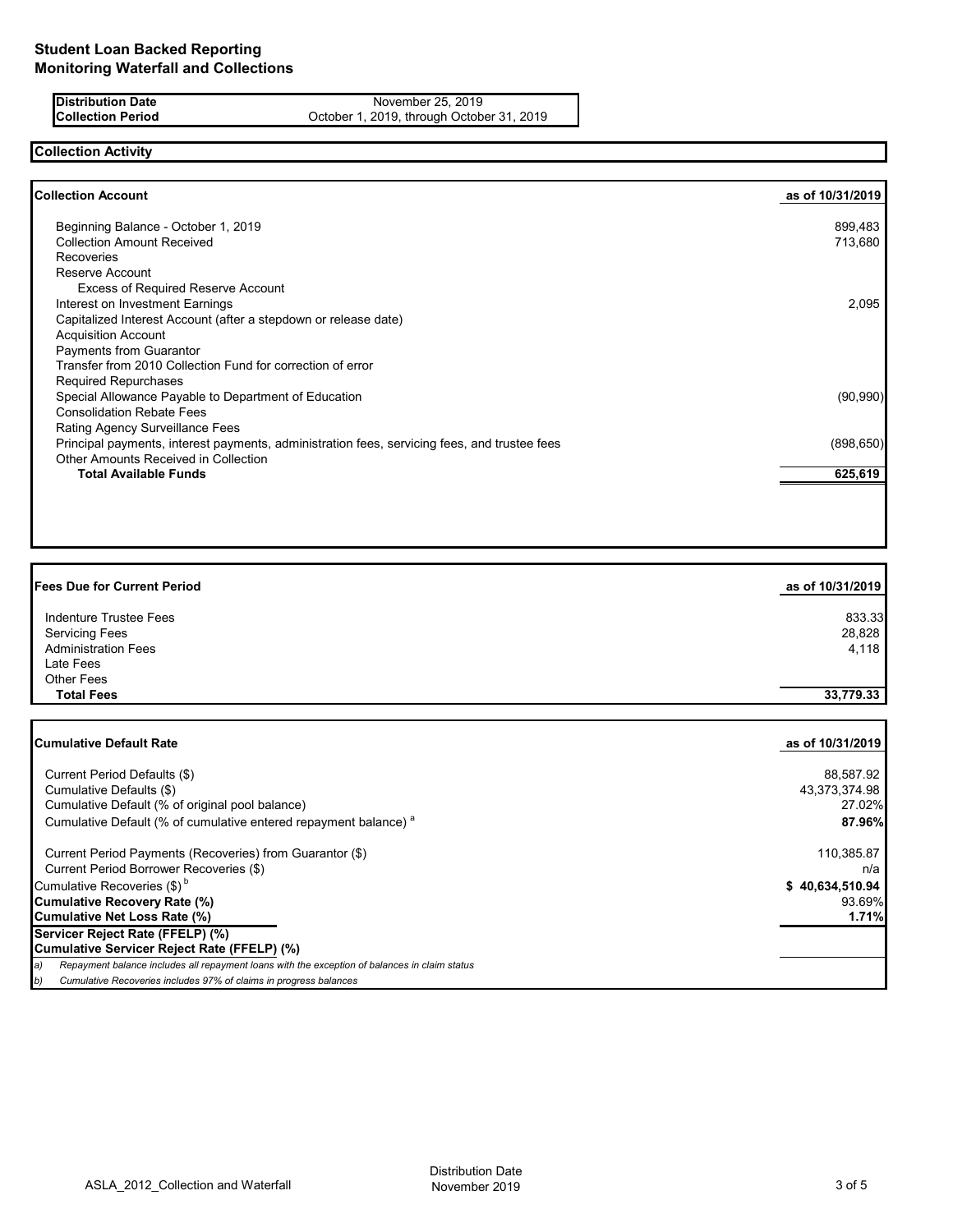# Student Loan Backed Reporting
# Monitoring Waterfall and Collections

| | |
|---|---|
| **Distribution Date** | November 25, 2019 |
| **Collection Period** | October 1, 2019, through October 31, 2019 |

## Collection Activity

| **Collection Account** | **as of 10/31/2019** |
|---|---|
| Beginning Balance - October 1, 2019 | 899,483 |
| Collection Amount Received | 713,680 |
| Recoveries | |
| Reserve Account | |
| Excess of Required Reserve Account | |
| Interest on Investment Earnings | 2,095 |
| Capitalized Interest Account (after a stepdown or release date) | |
| Acquisition Account | |
| Payments from Guarantor | |
| Transfer from 2010 Collection Fund for correction of error | |
| Required Repurchases | |
| Special Allowance Payable to Department of Education | (90,990) |
| Consolidation Rebate Fees | |
| Rating Agency Surveillance Fees | |
| Principal payments, interest payments, administration fees, servicing fees, and trustee fees | (898,650) |
| Other Amounts Received in Collection | |
| **Total Available Funds** | **625,619** |

| **Fees Due for Current Period** | **as of 10/31/2019** |
|---|---|
| Indenture Trustee Fees | 833.33 |
| Servicing Fees | 28,828 |
| Administration Fees | 4,118 |
| Late Fees | |
| Other Fees | |
| **Total Fees** | **33,779.33** |

| **Cumulative Default Rate** | **as of 10/31/2019** |
|---|---|
| Current Period Defaults ($) | 88,587.92 |
| Cumulative Defaults ($) | 43,373,374.98 |
| Cumulative Default (% of original pool balance) | 27.02% |
| Cumulative Default (% of cumulative entered repayment balance) [a] | **87.96%** |
| Current Period Payments (Recoveries) from Guarantor ($) | 110,385.87 |
| Current Period Borrower Recoveries ($) | n/a |
| Cumulative Recoveries ($) [b] | **$ 40,634,510.94** |
| **Cumulative Recovery Rate (%)** | 93.69% |
| **Cumulative Net Loss Rate (%)** | **1.71%** |
| **Servicer Reject Rate (FFELP) (%)** | |
| **Cumulative Servicer Reject Rate (FFELP) (%)** | |

*a) Repayment balance includes all repayment loans with the exception of balances in claim status*

*b) Cumulative Recoveries includes 97% of claims in progress balances*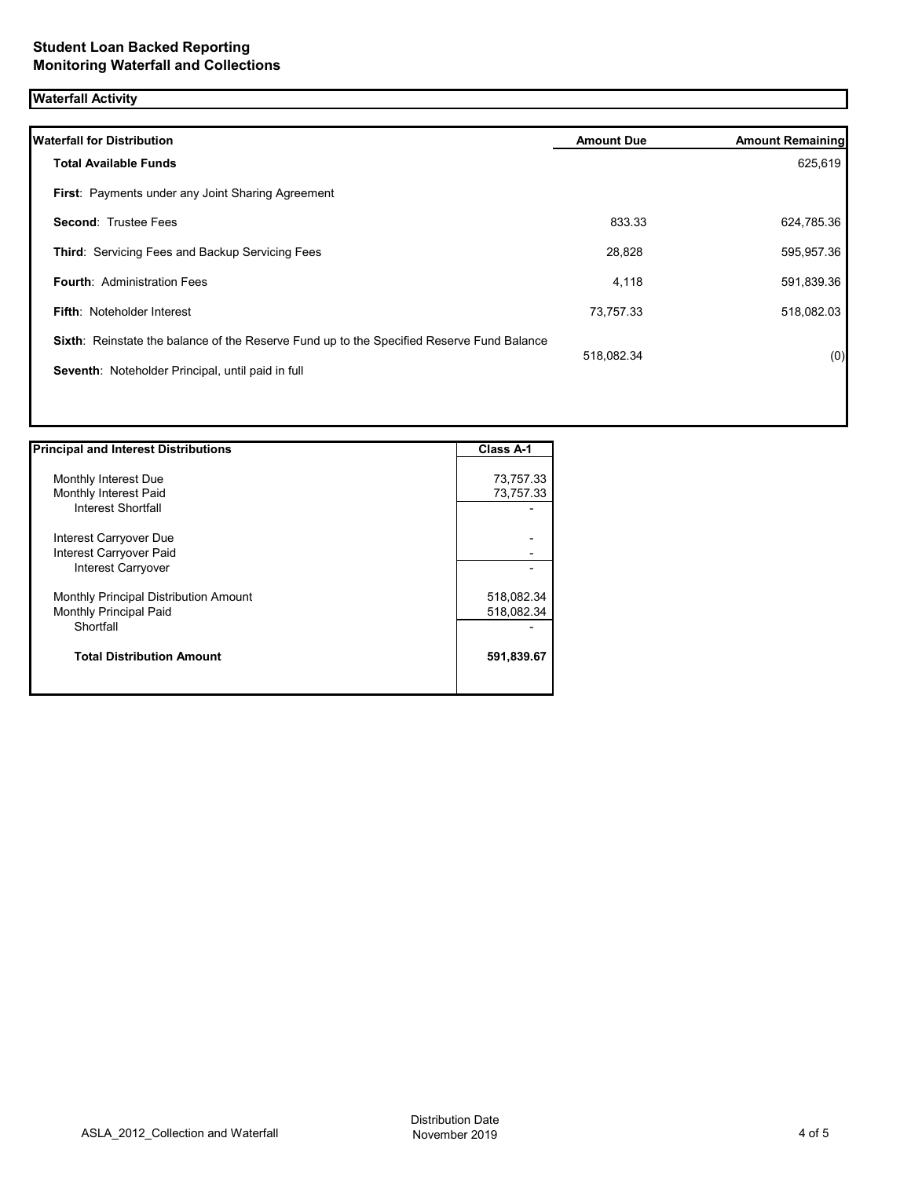**Student Loan Backed Reporting**
**Monitoring Waterfall and Collections**

## Waterfall Activity

| Waterfall for Distribution | Amount Due | Amount Remaining |
|---|---|---|
| **Total Available Funds** | | 625,619 |
| **First**: Payments under any Joint Sharing Agreement | | |
| **Second**: Trustee Fees | 833.33 | 624,785.36 |
| **Third**: Servicing Fees and Backup Servicing Fees | 28,828 | 595,957.36 |
| **Fourth**: Administration Fees | 4,118 | 591,839.36 |
| **Fifth**: Noteholder Interest | 73,757.33 | 518,082.03 |
| **Sixth**: Reinstate the balance of the Reserve Fund up to the Specified Reserve Fund Balance<br>**Seventh**: Noteholder Principal, until paid in full | 518,082.34 | (0) |

| Principal and Interest Distributions | Class A-1 |
|---|---|
| Monthly Interest Due | 73,757.33 |
| Monthly Interest Paid | 73,757.33 |
| Interest Shortfall | - |
| Interest Carryover Due | - |
| Interest Carryover Paid | - |
| Interest Carryover | - |
| Monthly Principal Distribution Amount | 518,082.34 |
| Monthly Principal Paid | 518,082.34 |
| Shortfall | - |
| **Total Distribution Amount** | **591,839.67** |

ASLA_2012_Collection and Waterfall

Distribution Date
November 2019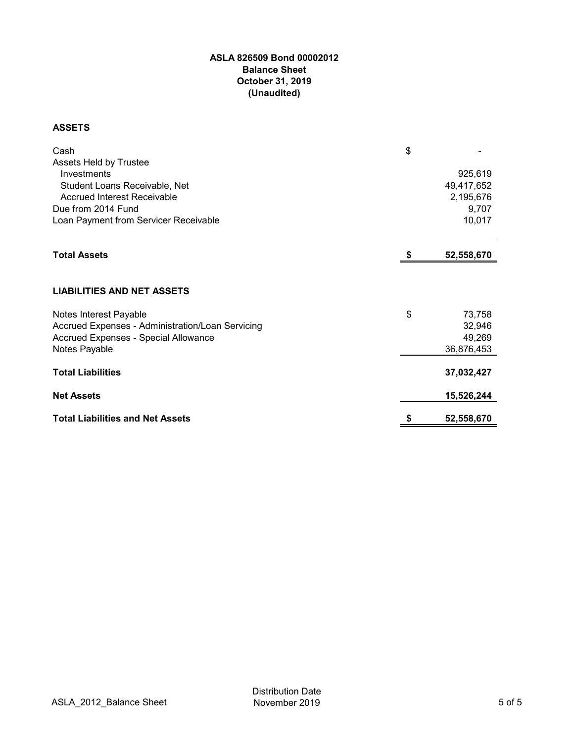**ASLA 826509 Bond 00002012**
**Balance Sheet**
**October 31, 2019**
**(Unaudited)**

**ASSETS**

| | | |
|---|---|---|
| Cash | $ | - |
| Assets Held by Trustee | | |
| Investments | | 925,619 |
| Student Loans Receivable, Net | | 49,417,652 |
| Accrued Interest Receivable | | 2,195,676 |
| Due from 2014 Fund | | 9,707 |
| Loan Payment from Servicer Receivable | | 10,017 |
| **Total Assets** | **$** | **52,558,670** |

**LIABILITIES AND NET ASSETS**

| | | |
|---|---|---|
| Notes Interest Payable | $ | 73,758 |
| Accrued Expenses - Administration/Loan Servicing | | 32,946 |
| Accrued Expenses - Special Allowance | | 49,269 |
| Notes Payable | | 36,876,453 |
| **Total Liabilities** | | **37,032,427** |
| **Net Assets** | | **15,526,244** |
| **Total Liabilities and Net Assets** | **$** | **52,558,670** |

ASLA_2012_Balance Sheet

Distribution Date
November 2019